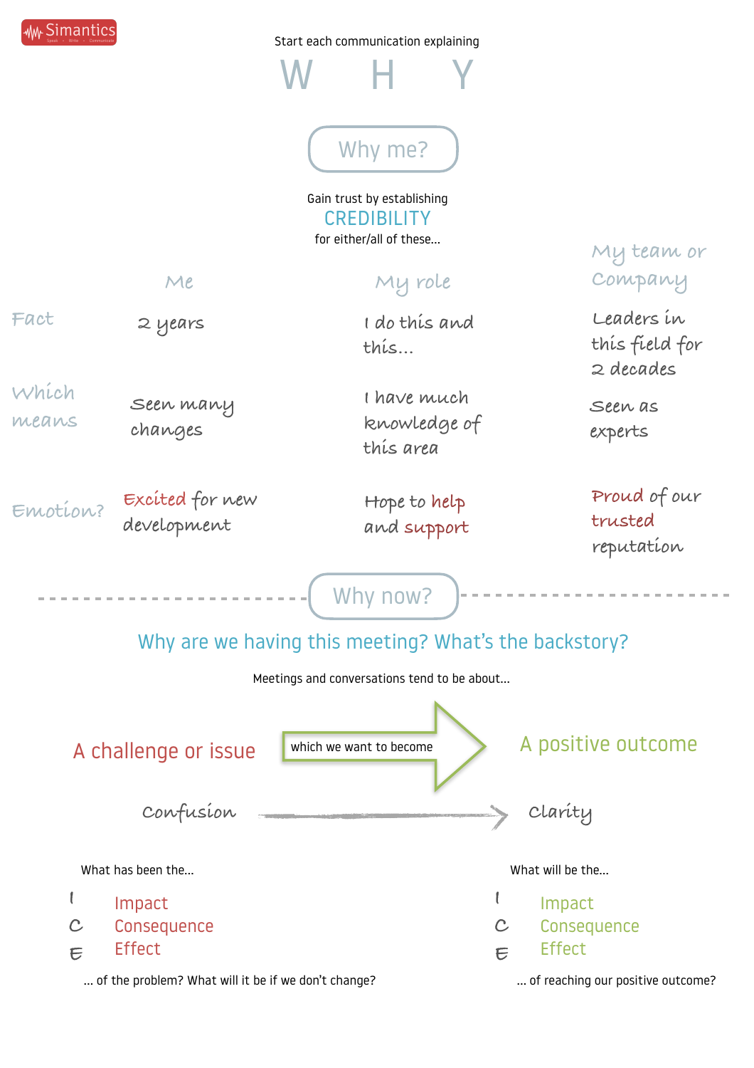Simantics

Start each communication explaining

# W H Y

## Why me?

Gain trust by establishing

**CREDIBILITY**

for either/all of these...

| | Me | My role | My team or Company |
|---|---|---|---|
| Fact | 2 years | I do this and this... | Leaders in this field for 2 decades |
| Which means | Seen many changes | I have much knowledge of this area | Seen as experts |
| Emotion? | Excited for new development | Hope to help and support | Proud of our trusted reputation |

## Why now?

Why are we having this meeting? What's the backstory?

Meetings and conversations tend to be about...

A challenge or issue → which we want to become → A positive outcome

Confusion → Clarity

What has been the...

- I — Impact
- C — Consequence
- E — Effect

... of the problem? What will it be if we don't change?

What will be the...

- I — Impact
- C — Consequence
- E — Effect

... of reaching our positive outcome?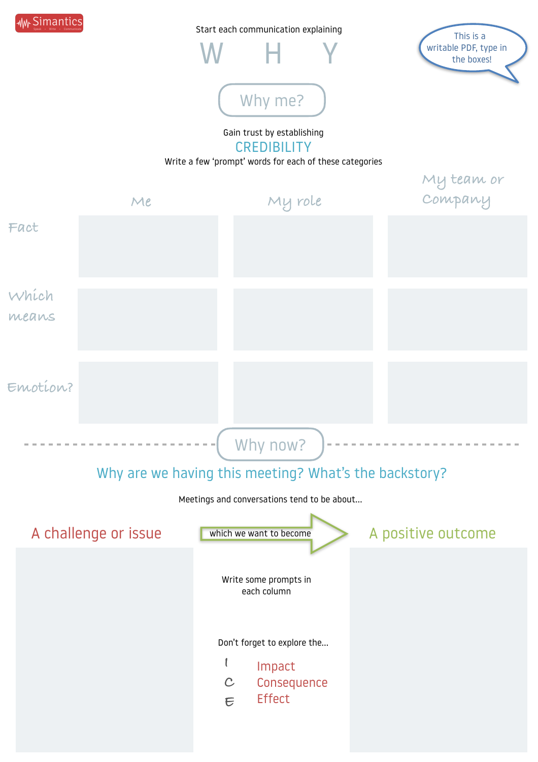Simantics

Start each communication explaining

# W H Y

This is a writable PDF, type in the boxes!

## Why me?

Gain trust by establishing

### CREDIBILITY

Write a few 'prompt' words for each of these categories

| | Me | My role | My team or Company |
|---|---|---|---|
| Fact | | | |
| Which means | | | |
| Emotion? | | | |

## Why now?

### Why are we having this meeting? What's the backstory?

Meetings and conversations tend to be about...

**A challenge or issue** → which we want to become → **A positive outcome**

Write some prompts in each column

Don't forget to explore the...

- I Impact
- C Consequence
- E Effect